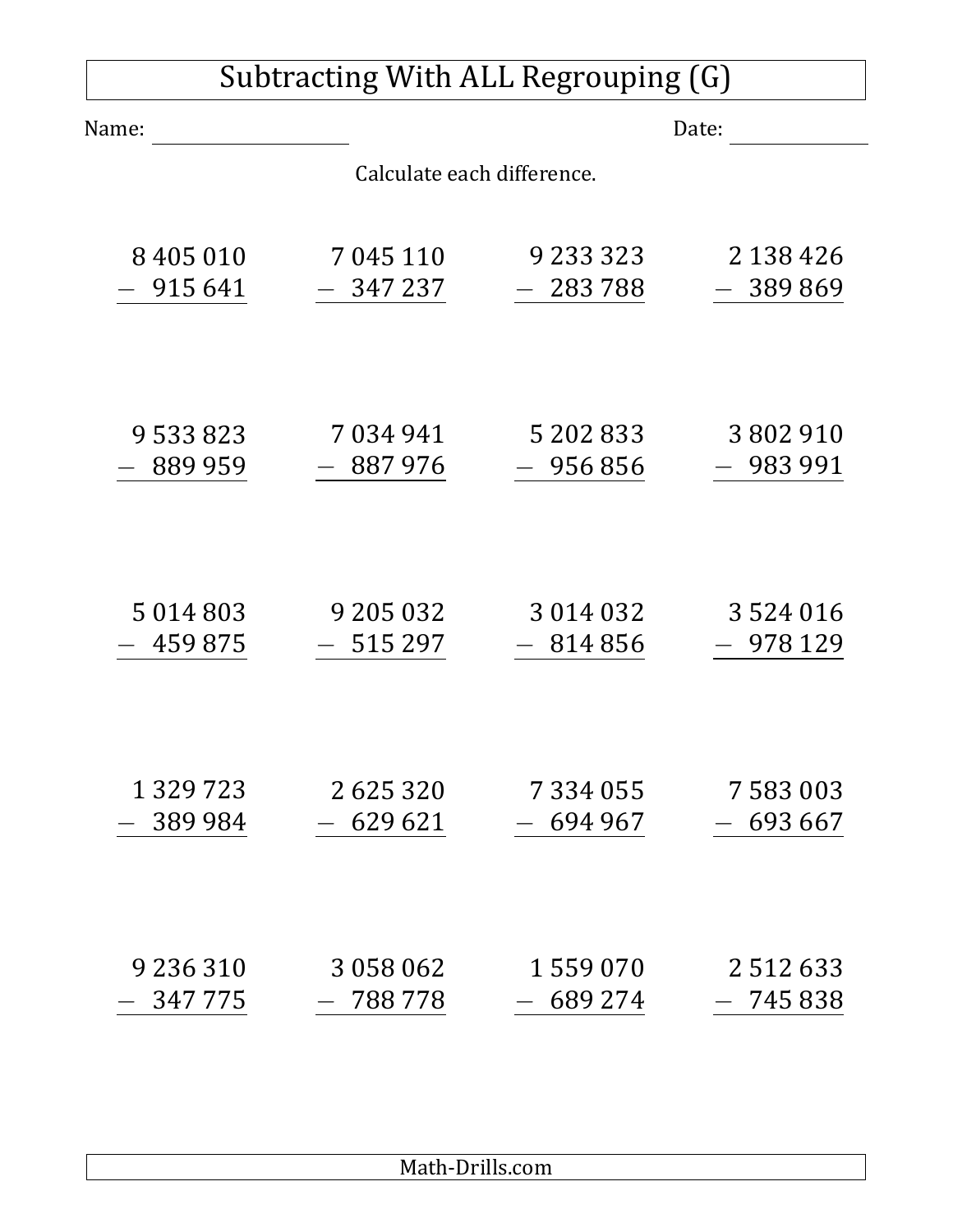# Subtracting With ALL Regrouping (G)

Name: ____________________ Date: ______________

Calculate each difference.

| | | | |
|---|---|---|---|
| 8 405 010<br>− 915 641 | 7 045 110<br>− 347 237 | 9 233 323<br>− 283 788 | 2 138 426<br>− 389 869 |
| 9 533 823<br>− 889 959 | 7 034 941<br>− 887 976 | 5 202 833<br>− 956 856 | 3 802 910<br>− 983 991 |
| 5 014 803<br>− 459 875 | 9 205 032<br>− 515 297 | 3 014 032<br>− 814 856 | 3 524 016<br>− 978 129 |
| 1 329 723<br>− 389 984 | 2 625 320<br>− 629 621 | 7 334 055<br>− 694 967 | 7 583 003<br>− 693 667 |
| 9 236 310<br>− 347 775 | 3 058 062<br>− 788 778 | 1 559 070<br>− 689 274 | 2 512 633<br>− 745 838 |

Math-Drills.com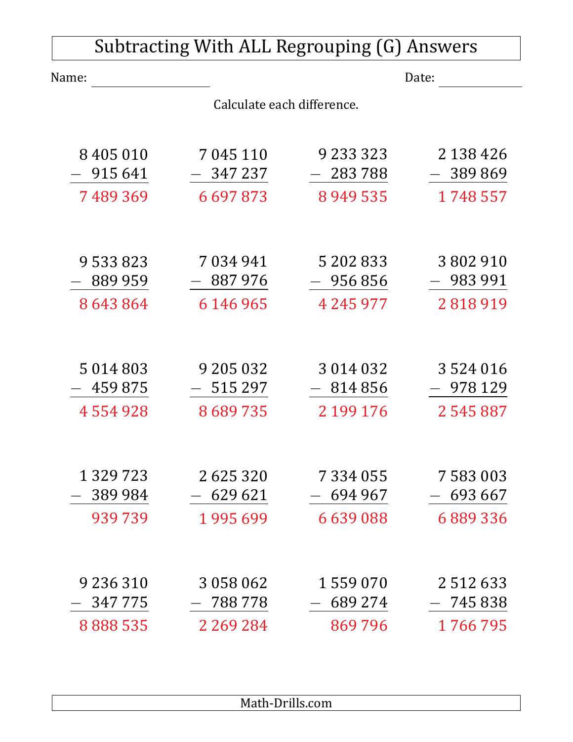# Subtracting With ALL Regrouping (G) Answers

Name: ____________________ Date: ____________

Calculate each difference.

| | | | |
|---|---|---|---|
| 8 405 010 − 915 641 = 7 489 369 | 7 045 110 − 347 237 = 6 697 873 | 9 233 323 − 283 788 = 8 949 535 | 2 138 426 − 389 869 = 1 748 557 |
| 9 533 823 − 889 959 = 8 643 864 | 7 034 941 − 887 976 = 6 146 965 | 5 202 833 − 956 856 = 4 245 977 | 3 802 910 − 983 991 = 2 818 919 |
| 5 014 803 − 459 875 = 4 554 928 | 9 205 032 − 515 297 = 8 689 735 | 3 014 032 − 814 856 = 2 199 176 | 3 524 016 − 978 129 = 2 545 887 |
| 1 329 723 − 389 984 = 939 739 | 2 625 320 − 629 621 = 1 995 699 | 7 334 055 − 694 967 = 6 639 088 | 7 583 003 − 693 667 = 6 889 336 |
| 9 236 310 − 347 775 = 8 888 535 | 3 058 062 − 788 778 = 2 269 284 | 1 559 070 − 689 274 = 869 796 | 2 512 633 − 745 838 = 1 766 795 |

Math-Drills.com